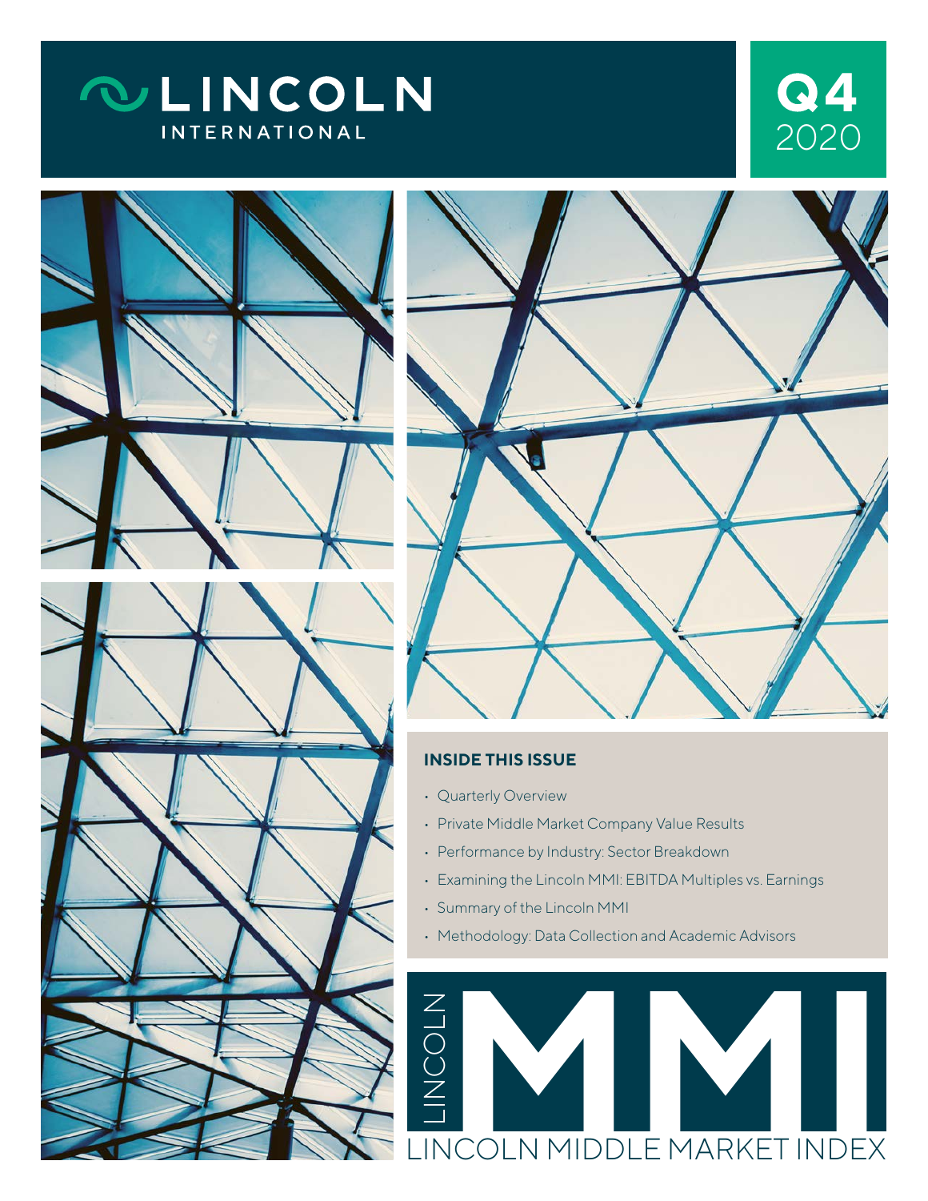# LINCOLN INTERNATIONAL

## Q4 2020

### INSIDE THIS ISSUE

- Quarterly Overview
- Private Middle Market Company Value Results
- Performance by Industry: Sector Breakdown
- Examining the Lincoln MMI: EBITDA Multiples vs. Earnings
- Summary of the Lincoln MMI
- Methodology: Data Collection and Academic Advisors

# LINCOLN MMI

LINCOLN MIDDLE MARKET INDEX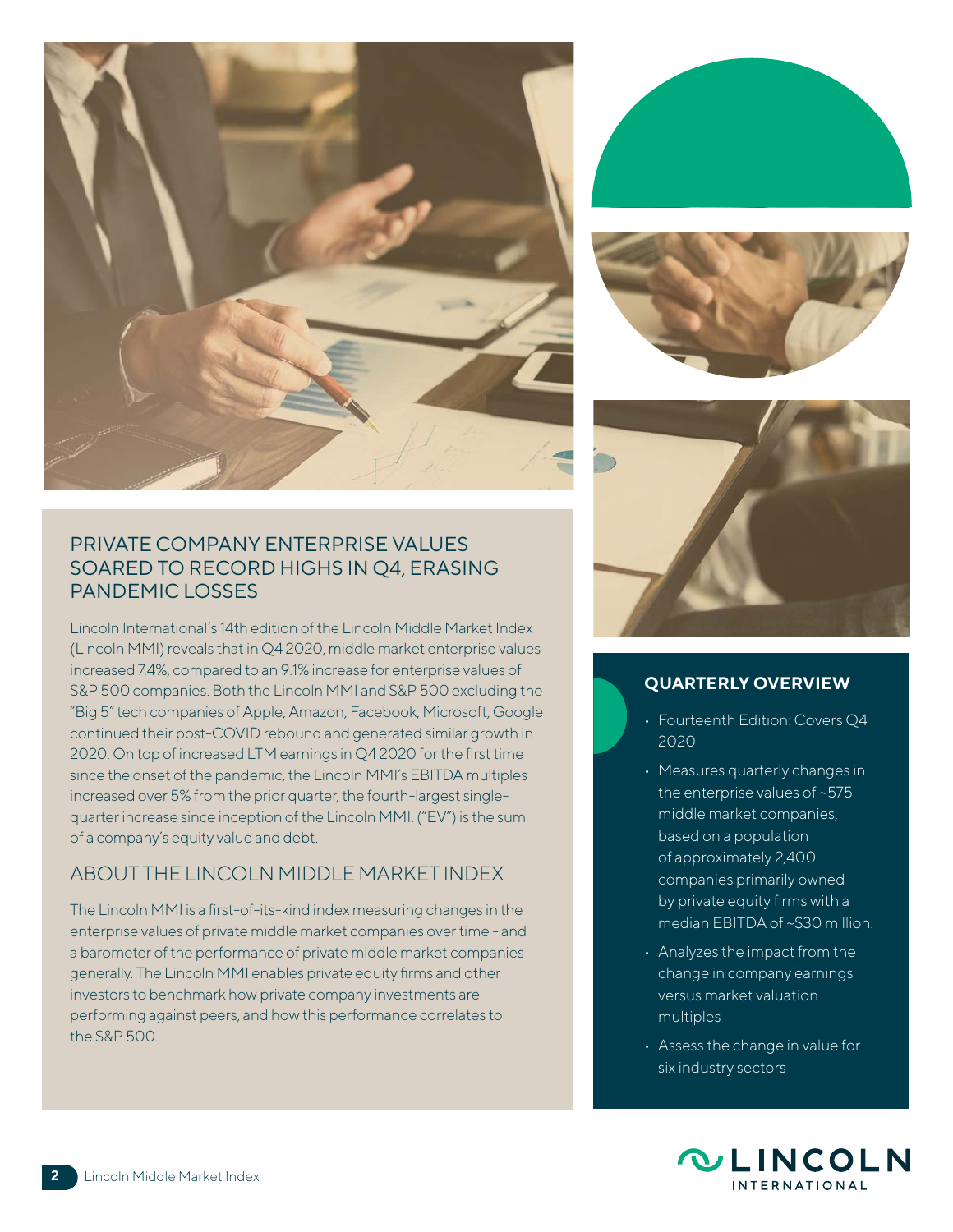## PRIVATE COMPANY ENTERPRISE VALUES SOARED TO RECORD HIGHS IN Q4, ERASING PANDEMIC LOSSES

Lincoln International's 14th edition of the Lincoln Middle Market Index (Lincoln MMI) reveals that in Q4 2020, middle market enterprise values increased 7.4%, compared to an 9.1% increase for enterprise values of S&P 500 companies. Both the Lincoln MMI and S&P 500 excluding the "Big 5" tech companies of Apple, Amazon, Facebook, Microsoft, Google continued their post-COVID rebound and generated similar growth in 2020. On top of increased LTM earnings in Q4 2020 for the first time since the onset of the pandemic, the Lincoln MMI's EBITDA multiples increased over 5% from the prior quarter, the fourth-largest single-quarter increase since inception of the Lincoln MMI. ("EV") is the sum of a company's equity value and debt.

## ABOUT THE LINCOLN MIDDLE MARKET INDEX

The Lincoln MMI is a first-of-its-kind index measuring changes in the enterprise values of private middle market companies over time – and a barometer of the performance of private middle market companies generally. The Lincoln MMI enables private equity firms and other investors to benchmark how private company investments are performing against peers, and how this performance correlates to the S&P 500.

### QUARTERLY OVERVIEW

- Fourteenth Edition: Covers Q4 2020
- Measures quarterly changes in the enterprise values of ~575 middle market companies, based on a population of approximately 2,400 companies primarily owned by private equity firms with a median EBITDA of ~$30 million.
- Analyzes the impact from the change in company earnings versus market valuation multiples
- Assess the change in value for six industry sectors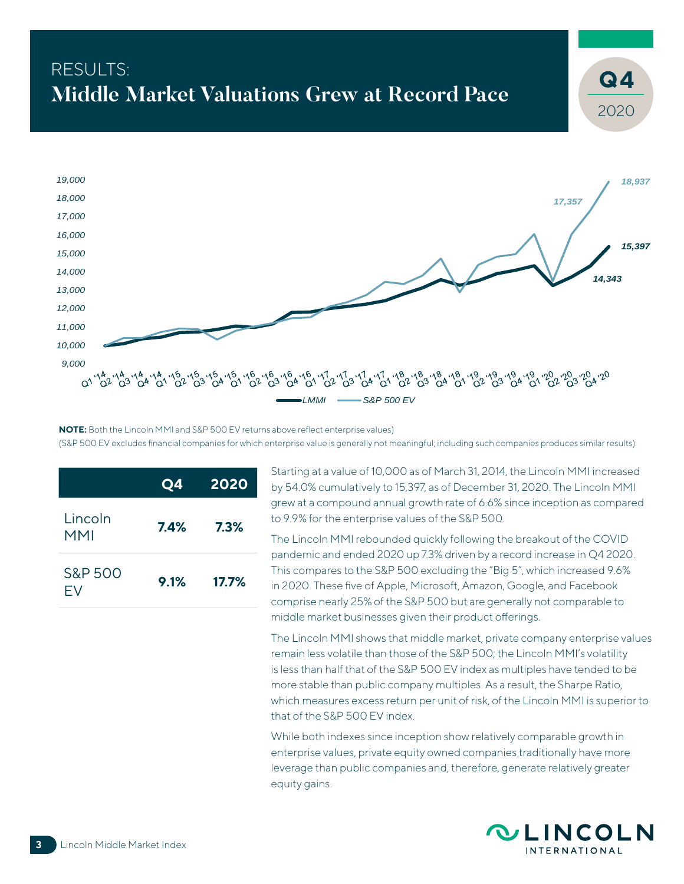# RESULTS:
# Middle Market Valuations Grew at Record Pace

**Q4** 2020

**NOTE:** Both the Lincoln MMI and S&P 500 EV returns above reflect enterprise values)
(S&P 500 EV excludes financial companies for which enterprise value is generally not meaningful; including such companies produces similar results)

| | Q4 | 2020 |
|---|---|---|
| Lincoln MMI | **7.4%** | **7.3%** |
| S&P 500 EV | **9.1%** | **17.7%** |

Starting at a value of 10,000 as of March 31, 2014, the Lincoln MMI increased by 54.0% cumulatively to 15,397, as of December 31, 2020. The Lincoln MMI grew at a compound annual growth rate of 6.6% since inception as compared to 9.9% for the enterprise values of the S&P 500.

The Lincoln MMI rebounded quickly following the breakout of the COVID pandemic and ended 2020 up 7.3% driven by a record increase in Q4 2020. This compares to the S&P 500 excluding the "Big 5", which increased 9.6% in 2020. These five of Apple, Microsoft, Amazon, Google, and Facebook comprise nearly 25% of the S&P 500 but are generally not comparable to middle market businesses given their product offerings.

The Lincoln MMI shows that middle market, private company enterprise values remain less volatile than those of the S&P 500; the Lincoln MMI's volatility is less than half that of the S&P 500 EV index as multiples have tended to be more stable than public company multiples. As a result, the Sharpe Ratio, which measures excess return per unit of risk, of the Lincoln MMI is superior to that of the S&P 500 EV index.

While both indexes since inception show relatively comparable growth in enterprise values, private equity owned companies traditionally have more leverage than public companies and, therefore, generate relatively greater equity gains.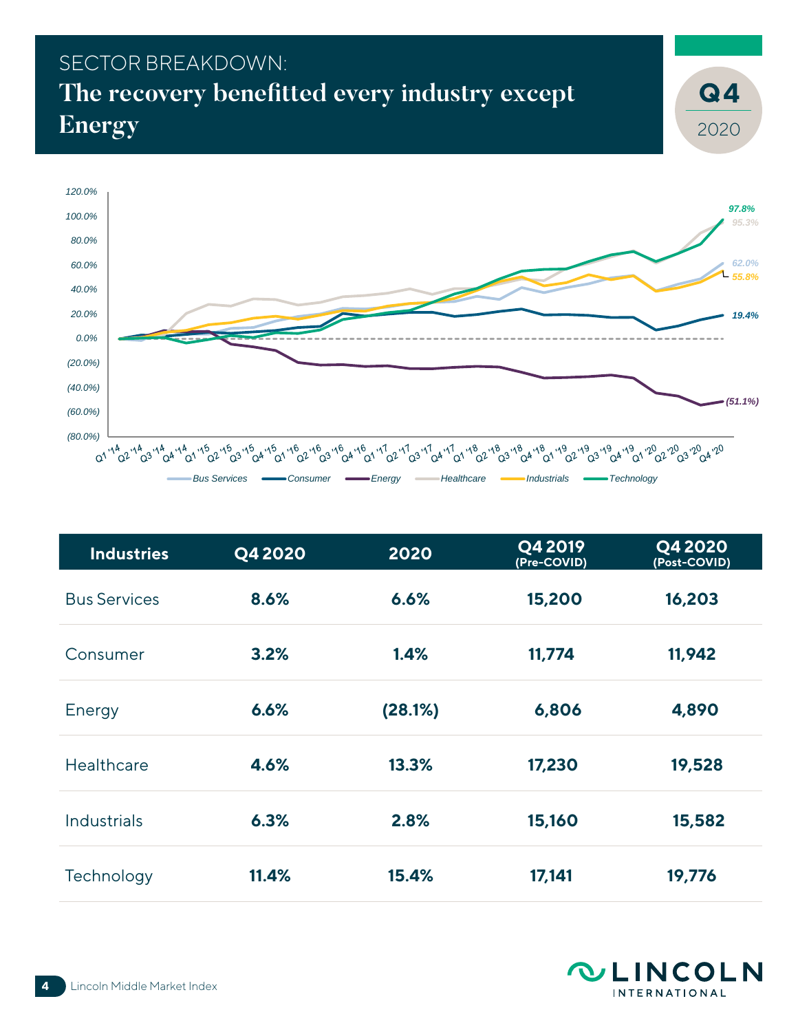SECTOR BREAKDOWN:

# The recovery benefitted every industry except Energy

Q4 2020

| Industries | Q4 2020 | 2020 | Q4 2019 (Pre-COVID) | Q4 2020 (Post-COVID) |
|---|---|---|---|---|
| Bus Services | 8.6% | 6.6% | 15,200 | 16,203 |
| Consumer | 3.2% | 1.4% | 11,774 | 11,942 |
| Energy | 6.6% | (28.1%) | 6,806 | 4,890 |
| Healthcare | 4.6% | 13.3% | 17,230 | 19,528 |
| Industrials | 6.3% | 2.8% | 15,160 | 15,582 |
| Technology | 11.4% | 15.4% | 17,141 | 19,776 |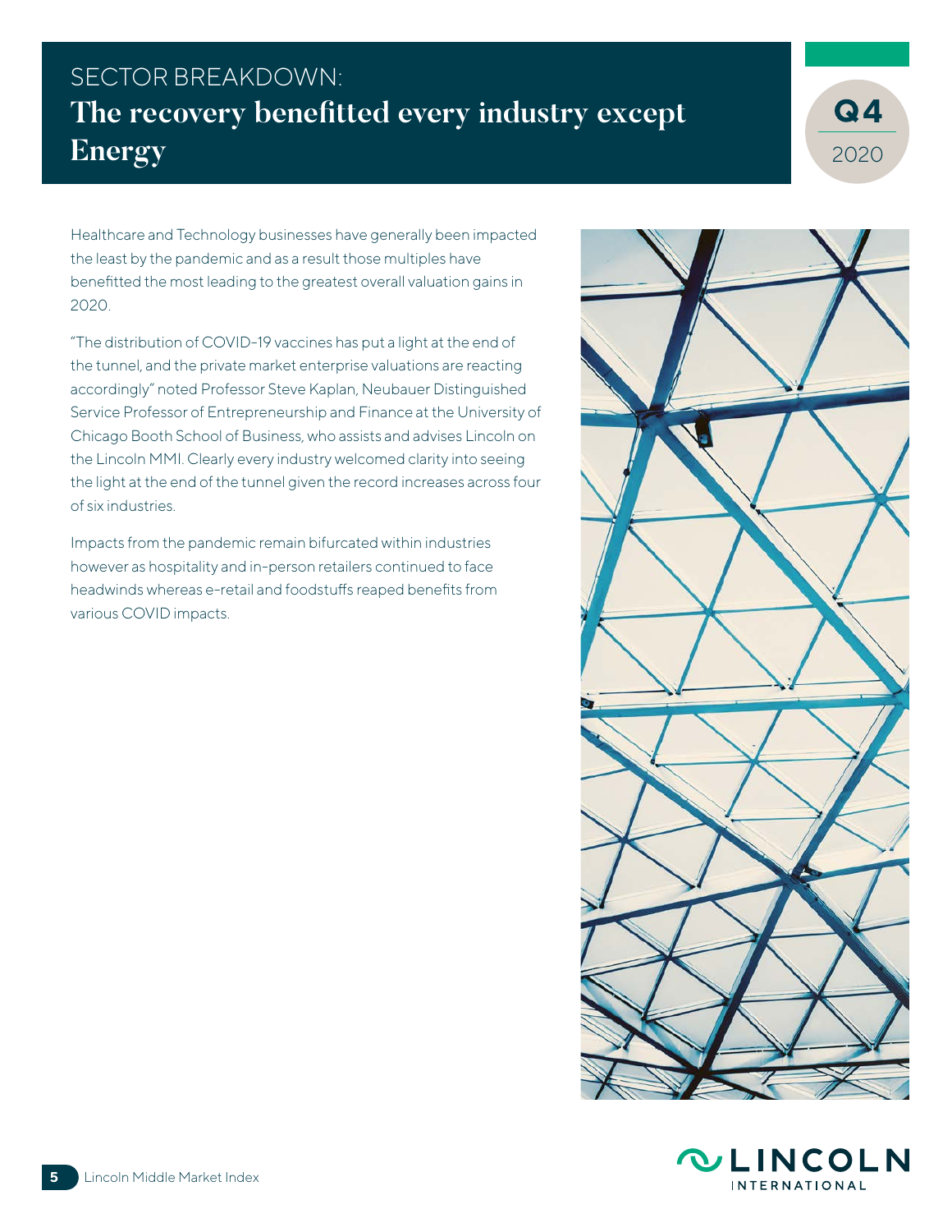SECTOR BREAKDOWN:

# The recovery benefitted every industry except Energy

Q4 2020

Healthcare and Technology businesses have generally been impacted the least by the pandemic and as a result those multiples have benefitted the most leading to the greatest overall valuation gains in 2020.

"The distribution of COVID-19 vaccines has put a light at the end of the tunnel, and the private market enterprise valuations are reacting accordingly" noted Professor Steve Kaplan, Neubauer Distinguished Service Professor of Entrepreneurship and Finance at the University of Chicago Booth School of Business, who assists and advises Lincoln on the Lincoln MMI. Clearly every industry welcomed clarity into seeing the light at the end of the tunnel given the record increases across four of six industries.

Impacts from the pandemic remain bifurcated within industries however as hospitality and in-person retailers continued to face headwinds whereas e-retail and foodstuffs reaped benefits from various COVID impacts.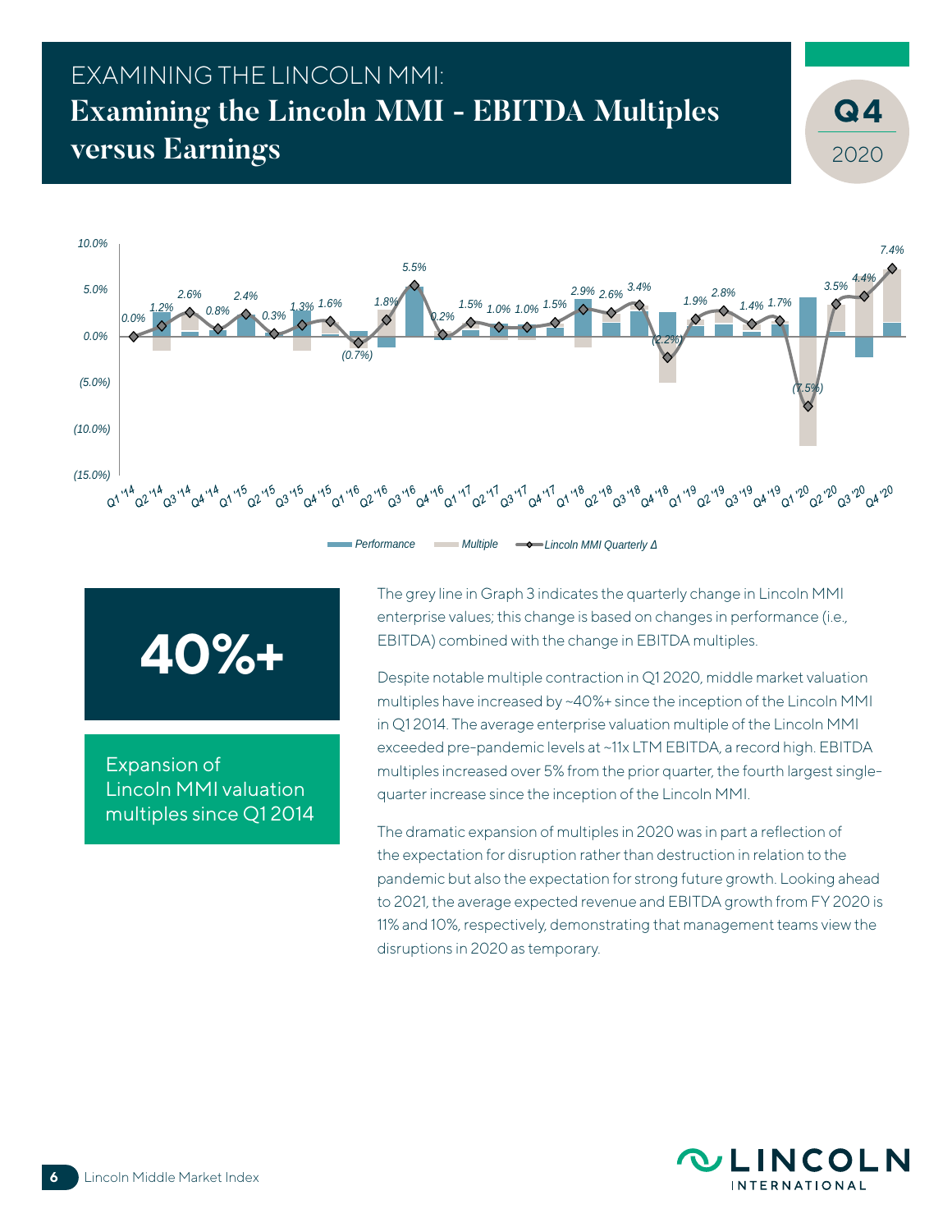# EXAMINING THE LINCOLN MMI:

## Examining the Lincoln MMI - EBITDA Multiples versus Earnings

**Q4** 2020

| Quarter | Lincoln MMI Quarterly Δ |
|---|---|
| Q1 '14 | 0.0% |
| Q2 '14 | 1.2% |
| Q3 '14 | 2.6% |
| Q4 '14 | 0.8% |
| Q1 '15 | 2.4% |
| Q2 '15 | 0.3% |
| Q3 '15 | 1.3% |
| Q4 '15 | 1.6% |
| Q1 '16 | (0.7%) |
| Q2 '16 | 1.8% |
| Q3 '16 | 5.5% |
| Q4 '16 | 0.2% |
| Q1 '17 | 1.5% |
| Q2 '17 | 1.0% |
| Q3 '17 | 1.0% |
| Q4 '17 | 1.5% |
| Q1 '18 | 2.9% |
| Q2 '18 | 2.6% |
| Q3 '18 | 3.4% |
| Q4 '18 | (2.2%) |
| Q1 '19 | 1.9% |
| Q2 '19 | 2.8% |
| Q3 '19 | 1.4% |
| Q4 '19 | 1.7% |
| Q1 '20 | (7.5%) |
| Q2 '20 | 3.5% |
| Q3 '20 | 4.4% |
| Q4 '20 | 7.4% |

Performance · Multiple · Lincoln MMI Quarterly Δ

**40%+**

Expansion of Lincoln MMI valuation multiples since Q1 2014

The grey line in Graph 3 indicates the quarterly change in Lincoln MMI enterprise values; this change is based on changes in performance (i.e., EBITDA) combined with the change in EBITDA multiples.

Despite notable multiple contraction in Q1 2020, middle market valuation multiples have increased by ~40%+ since the inception of the Lincoln MMI in Q1 2014. The average enterprise valuation multiple of the Lincoln MMI exceeded pre-pandemic levels at ~11x LTM EBITDA, a record high. EBITDA multiples increased over 5% from the prior quarter, the fourth largest single-quarter increase since the inception of the Lincoln MMI.

The dramatic expansion of multiples in 2020 was in part a reflection of the expectation for disruption rather than destruction in relation to the pandemic but also the expectation for strong future growth. Looking ahead to 2021, the average expected revenue and EBITDA growth from FY 2020 is 11% and 10%, respectively, demonstrating that management teams view the disruptions in 2020 as temporary.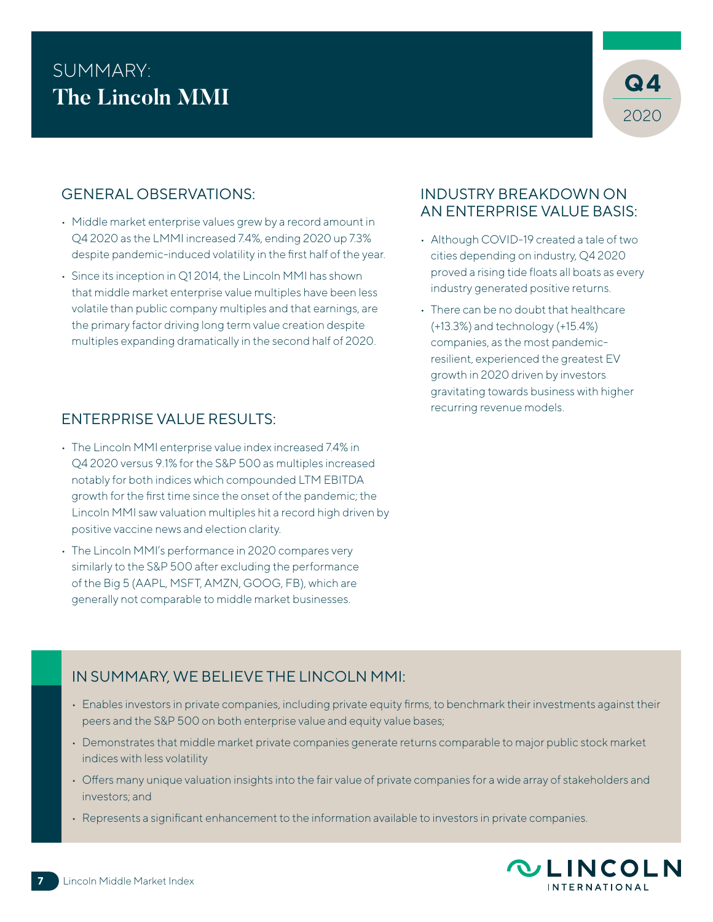# SUMMARY: The Lincoln MMI

Q4 2020

## GENERAL OBSERVATIONS:

- Middle market enterprise values grew by a record amount in Q4 2020 as the LMMI increased 7.4%, ending 2020 up 7.3% despite pandemic-induced volatility in the first half of the year.
- Since its inception in Q1 2014, the Lincoln MMI has shown that middle market enterprise value multiples have been less volatile than public company multiples and that earnings, are the primary factor driving long term value creation despite multiples expanding dramatically in the second half of 2020.

## ENTERPRISE VALUE RESULTS:

- The Lincoln MMI enterprise value index increased 7.4% in Q4 2020 versus 9.1% for the S&P 500 as multiples increased notably for both indices which compounded LTM EBITDA growth for the first time since the onset of the pandemic; the Lincoln MMI saw valuation multiples hit a record high driven by positive vaccine news and election clarity.
- The Lincoln MMI's performance in 2020 compares very similarly to the S&P 500 after excluding the performance of the Big 5 (AAPL, MSFT, AMZN, GOOG, FB), which are generally not comparable to middle market businesses.

## INDUSTRY BREAKDOWN ON AN ENTERPRISE VALUE BASIS:

- Although COVID-19 created a tale of two cities depending on industry, Q4 2020 proved a rising tide floats all boats as every industry generated positive returns.
- There can be no doubt that healthcare (+13.3%) and technology (+15.4%) companies, as the most pandemic-resilient, experienced the greatest EV growth in 2020 driven by investors gravitating towards business with higher recurring revenue models.

## IN SUMMARY, WE BELIEVE THE LINCOLN MMI:

- Enables investors in private companies, including private equity firms, to benchmark their investments against their peers and the S&P 500 on both enterprise value and equity value bases;
- Demonstrates that middle market private companies generate returns comparable to major public stock market indices with less volatility
- Offers many unique valuation insights into the fair value of private companies for a wide array of stakeholders and investors; and
- Represents a significant enhancement to the information available to investors in private companies.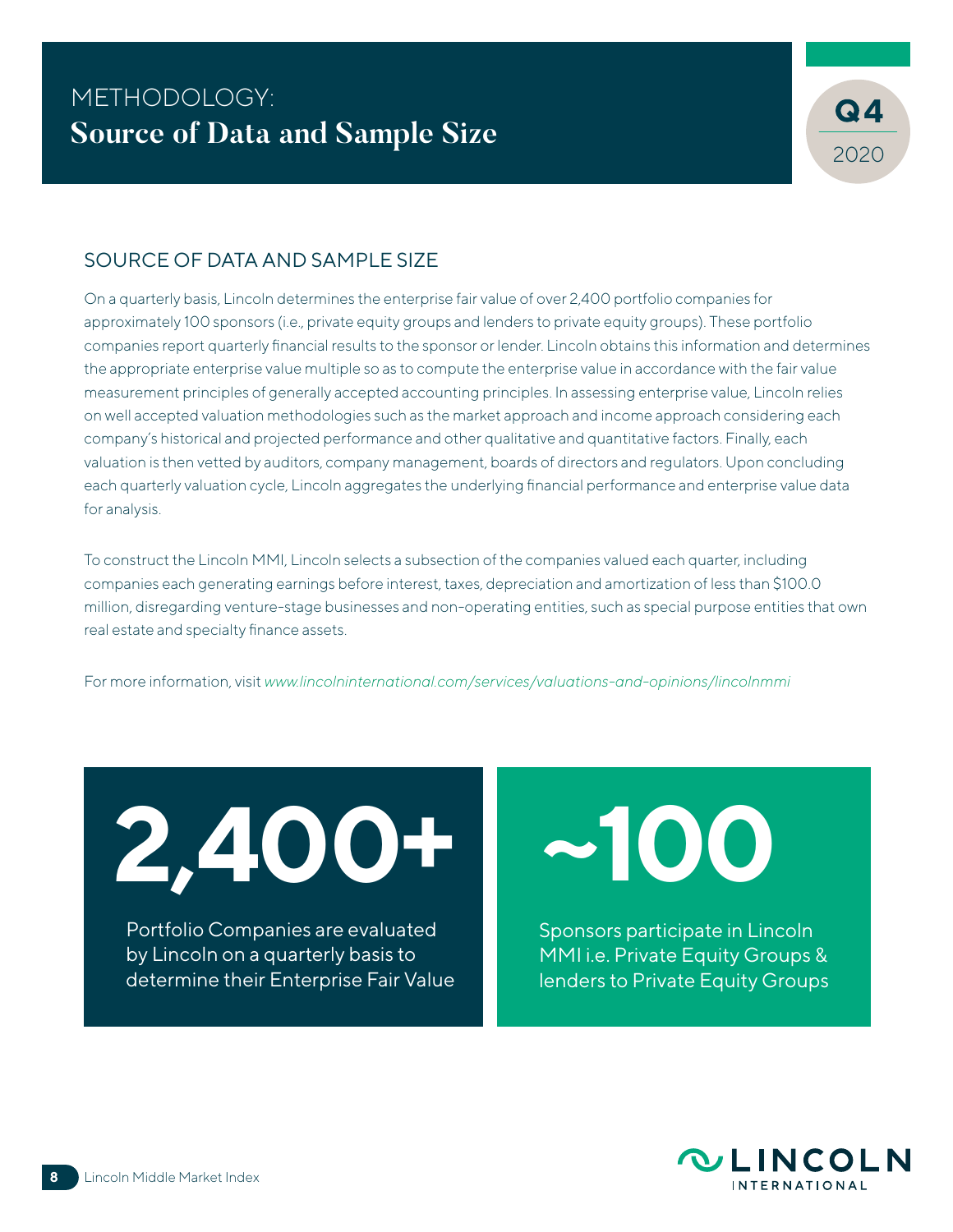# METHODOLOGY:
# Source of Data and Sample Size

Q4 2020

## SOURCE OF DATA AND SAMPLE SIZE

On a quarterly basis, Lincoln determines the enterprise fair value of over 2,400 portfolio companies for approximately 100 sponsors (i.e., private equity groups and lenders to private equity groups). These portfolio companies report quarterly financial results to the sponsor or lender. Lincoln obtains this information and determines the appropriate enterprise value multiple so as to compute the enterprise value in accordance with the fair value measurement principles of generally accepted accounting principles. In assessing enterprise value, Lincoln relies on well accepted valuation methodologies such as the market approach and income approach considering each company's historical and projected performance and other qualitative and quantitative factors. Finally, each valuation is then vetted by auditors, company management, boards of directors and regulators. Upon concluding each quarterly valuation cycle, Lincoln aggregates the underlying financial performance and enterprise value data for analysis.

To construct the Lincoln MMI, Lincoln selects a subsection of the companies valued each quarter, including companies each generating earnings before interest, taxes, depreciation and amortization of less than $100.0 million, disregarding venture-stage businesses and non-operating entities, such as special purpose entities that own real estate and specialty finance assets.

For more information, visit *www.lincolninternational.com/services/valuations-and-opinions/lincolnmmi*

**2,400+**

Portfolio Companies are evaluated by Lincoln on a quarterly basis to determine their Enterprise Fair Value

**~100**

Sponsors participate in Lincoln MMI i.e. Private Equity Groups & lenders to Private Equity Groups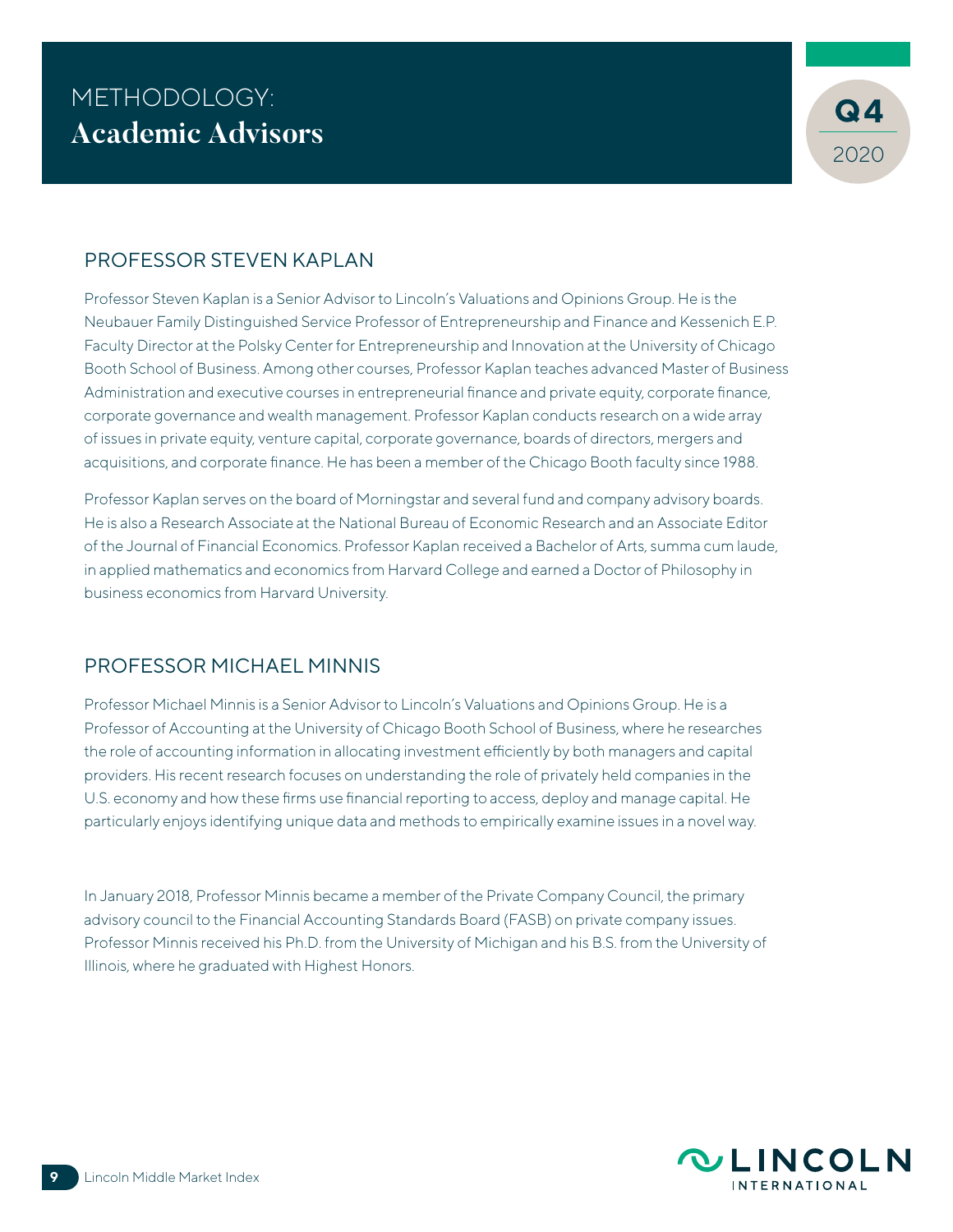# METHODOLOGY: Academic Advisors

## PROFESSOR STEVEN KAPLAN

Professor Steven Kaplan is a Senior Advisor to Lincoln's Valuations and Opinions Group. He is the Neubauer Family Distinguished Service Professor of Entrepreneurship and Finance and Kessenich E.P. Faculty Director at the Polsky Center for Entrepreneurship and Innovation at the University of Chicago Booth School of Business. Among other courses, Professor Kaplan teaches advanced Master of Business Administration and executive courses in entrepreneurial finance and private equity, corporate finance, corporate governance and wealth management. Professor Kaplan conducts research on a wide array of issues in private equity, venture capital, corporate governance, boards of directors, mergers and acquisitions, and corporate finance. He has been a member of the Chicago Booth faculty since 1988.

Professor Kaplan serves on the board of Morningstar and several fund and company advisory boards. He is also a Research Associate at the National Bureau of Economic Research and an Associate Editor of the Journal of Financial Economics. Professor Kaplan received a Bachelor of Arts, summa cum laude, in applied mathematics and economics from Harvard College and earned a Doctor of Philosophy in business economics from Harvard University.

## PROFESSOR MICHAEL MINNIS

Professor Michael Minnis is a Senior Advisor to Lincoln's Valuations and Opinions Group. He is a Professor of Accounting at the University of Chicago Booth School of Business, where he researches the role of accounting information in allocating investment efficiently by both managers and capital providers. His recent research focuses on understanding the role of privately held companies in the U.S. economy and how these firms use financial reporting to access, deploy and manage capital. He particularly enjoys identifying unique data and methods to empirically examine issues in a novel way.

In January 2018, Professor Minnis became a member of the Private Company Council, the primary advisory council to the Financial Accounting Standards Board (FASB) on private company issues. Professor Minnis received his Ph.D. from the University of Michigan and his B.S. from the University of Illinois, where he graduated with Highest Honors.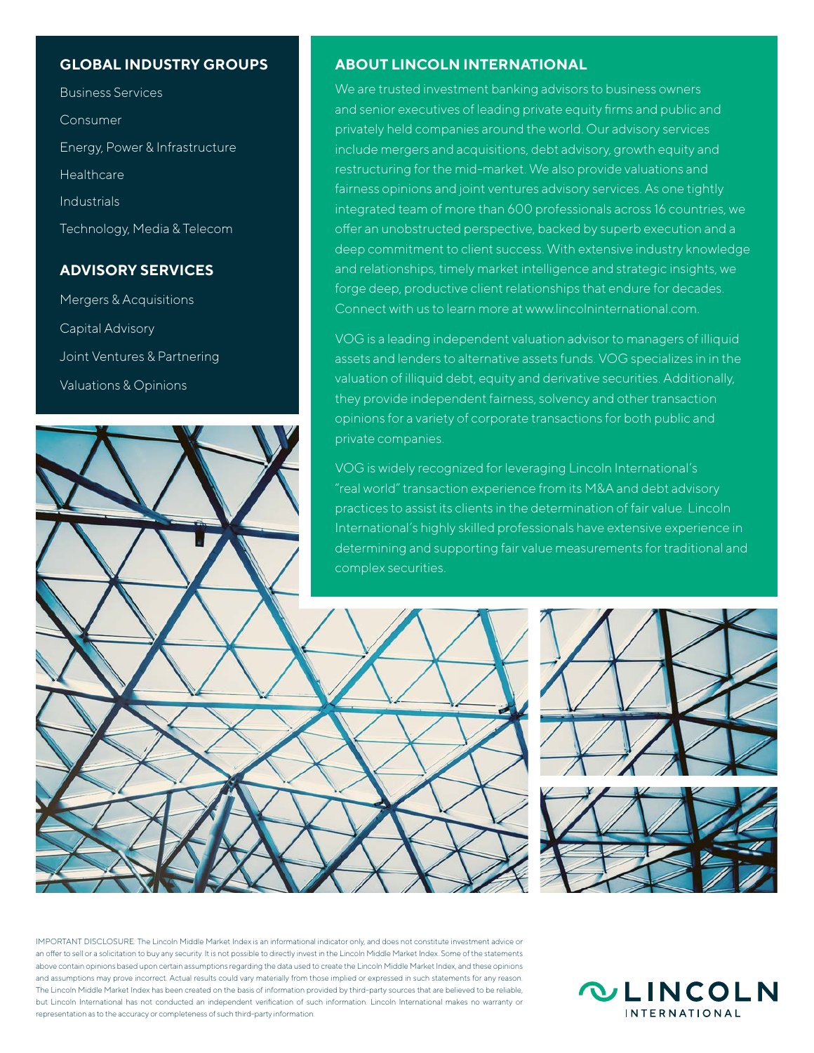## GLOBAL INDUSTRY GROUPS

Business Services

Consumer

Energy, Power & Infrastructure

Healthcare

Industrials

Technology, Media & Telecom

## ADVISORY SERVICES

Mergers & Acquisitions

Capital Advisory

Joint Ventures & Partnering

Valuations & Opinions

## ABOUT LINCOLN INTERNATIONAL

We are trusted investment banking advisors to business owners and senior executives of leading private equity firms and public and privately held companies around the world. Our advisory services include mergers and acquisitions, debt advisory, growth equity and restructuring for the mid-market. We also provide valuations and fairness opinions and joint ventures advisory services. As one tightly integrated team of more than 600 professionals across 16 countries, we offer an unobstructed perspective, backed by superb execution and a deep commitment to client success. With extensive industry knowledge and relationships, timely market intelligence and strategic insights, we forge deep, productive client relationships that endure for decades. Connect with us to learn more at www.lincolninternational.com.

VOG is a leading independent valuation advisor to managers of illiquid assets and lenders to alternative assets funds. VOG specializes in in the valuation of illiquid debt, equity and derivative securities. Additionally, they provide independent fairness, solvency and other transaction opinions for a variety of corporate transactions for both public and private companies.

VOG is widely recognized for leveraging Lincoln International's "real world" transaction experience from its M&A and debt advisory practices to assist its clients in the determination of fair value. Lincoln International's highly skilled professionals have extensive experience in determining and supporting fair value measurements for traditional and complex securities.

IMPORTANT DISCLOSURE: The Lincoln Middle Market Index is an informational indicator only, and does not constitute investment advice or an offer to sell or a solicitation to buy any security. It is not possible to directly invest in the Lincoln Middle Market Index. Some of the statements above contain opinions based upon certain assumptions regarding the data used to create the Lincoln Middle Market Index, and these opinions and assumptions may prove incorrect. Actual results could vary materially from those implied or expressed in such statements for any reason. The Lincoln Middle Market Index has been created on the basis of information provided by third-party sources that are believed to be reliable, but Lincoln International has not conducted an independent verification of such information. Lincoln International makes no warranty or representation as to the accuracy or completeness of such third-party information.

LINCOLN INTERNATIONAL